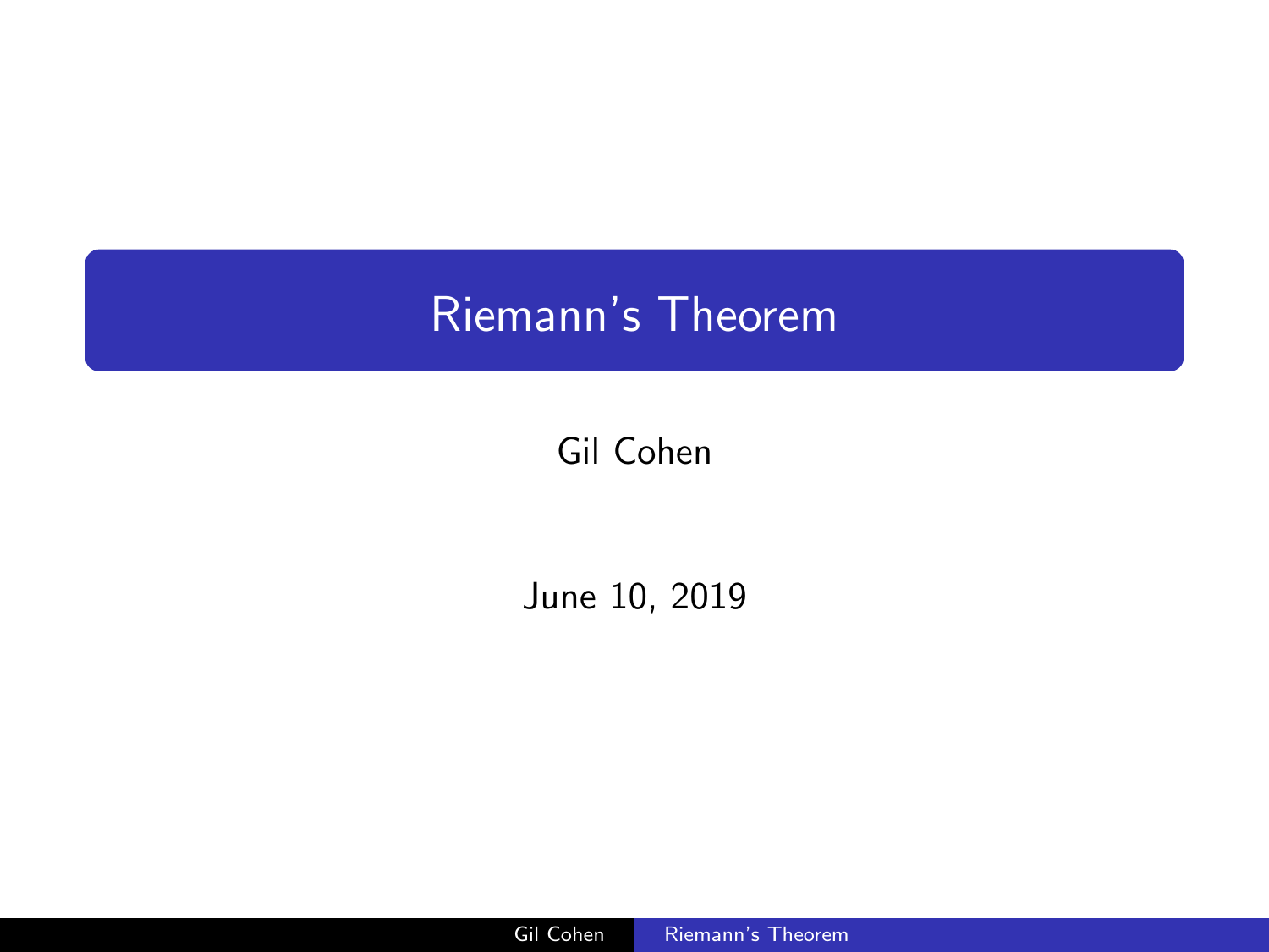# Riemann's Theorem

Gil Cohen

June 10, 2019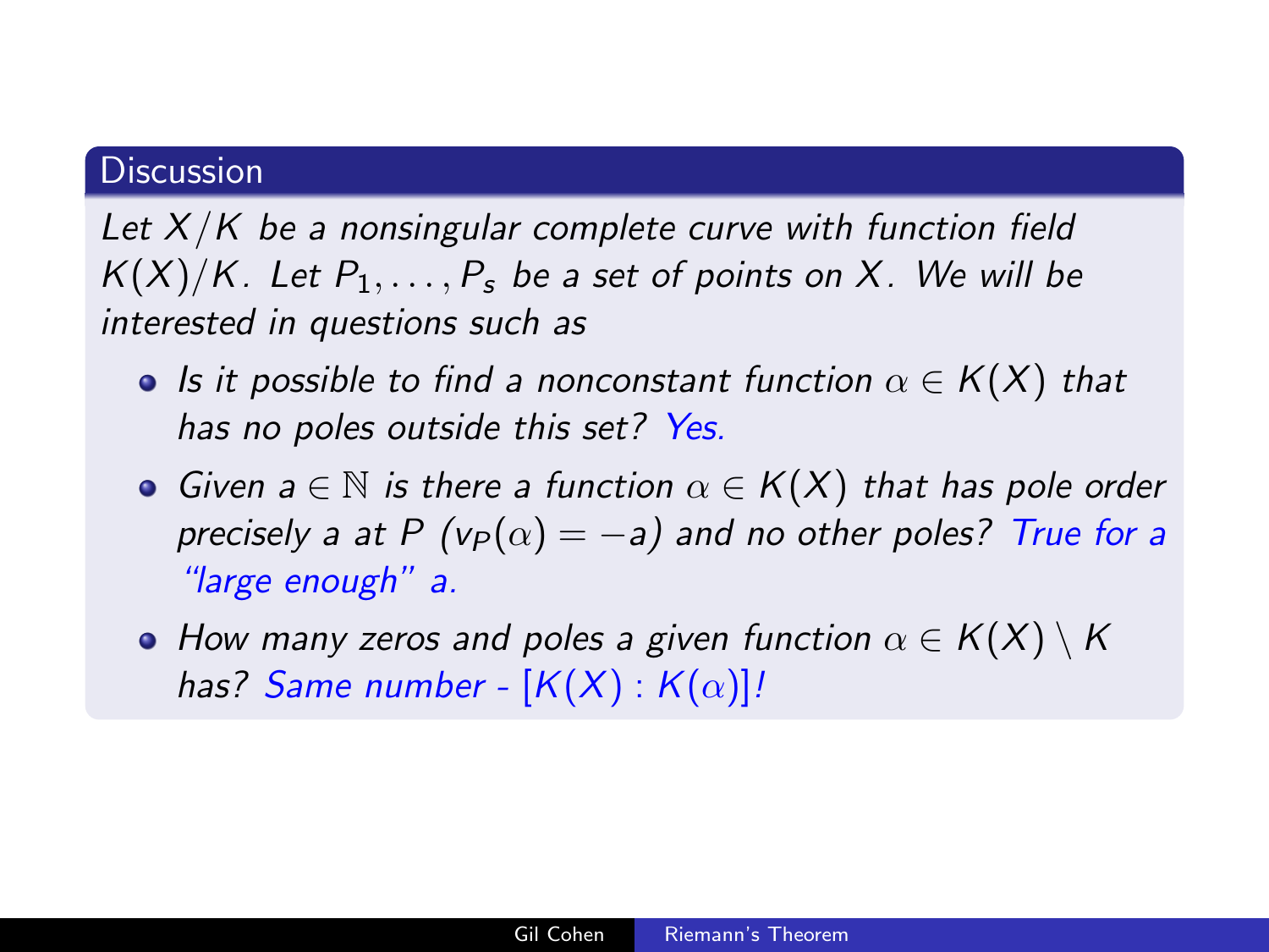## Discussion

*Let $X/K$ be a nonsingular complete curve with function field $K(X)/K$. Let $P_1, \ldots, P_s$ be a set of points on $X$. We will be interested in questions such as*

- *Is it possible to find a nonconstant function $\alpha \in K(X)$ that has no poles outside this set?* Yes.
- *Given $a \in \mathbb{N}$ is there a function $\alpha \in K(X)$ that has pole order precisely $a$ at $P$ ($v_P(\alpha) = -a$) and no other poles?* True for a "large enough" a.
- *How many zeros and poles a given function $\alpha \in K(X) \setminus K$ has?* Same number - $[K(X) : K(\alpha)]$!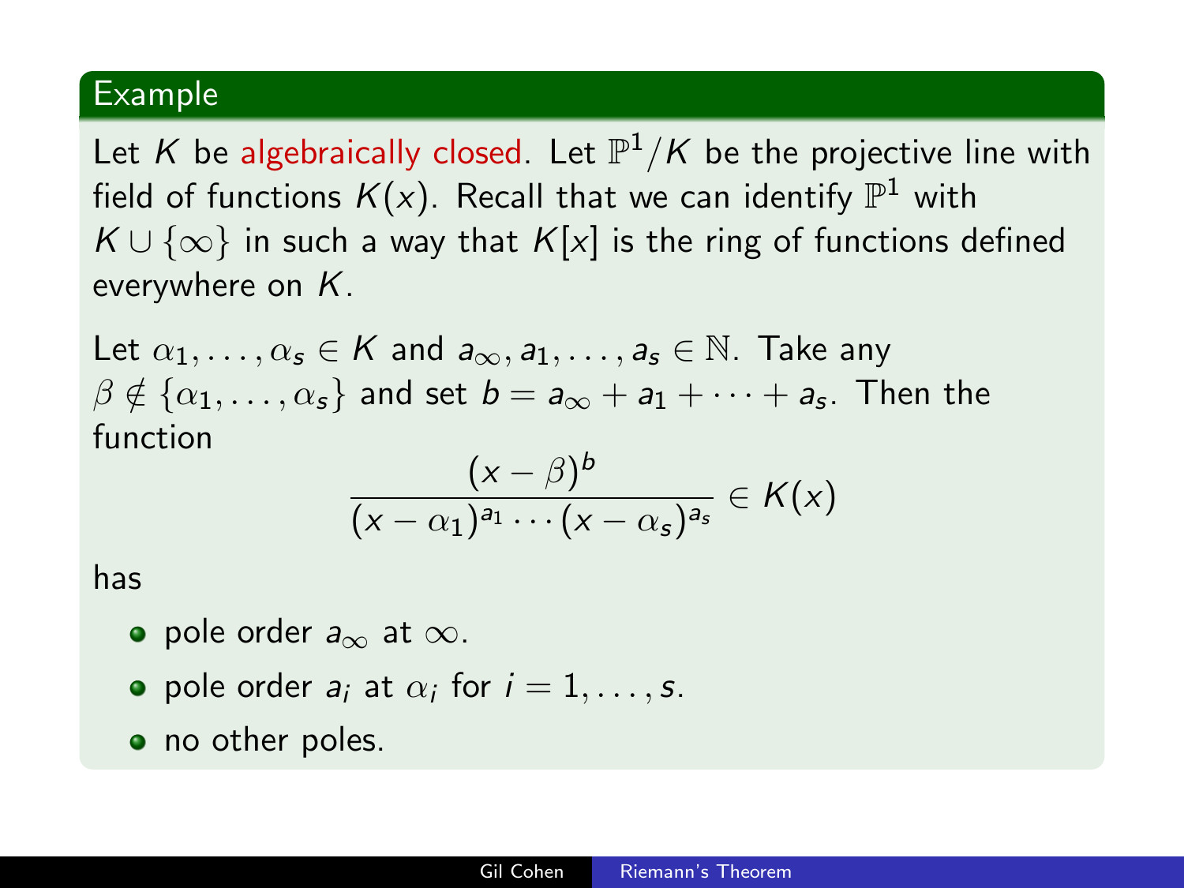### Example

Let $K$ be algebraically closed. Let $\mathbb{P}^1/K$ be the projective line with field of functions $K(x)$. Recall that we can identify $\mathbb{P}^1$ with $K \cup \{\infty\}$ in such a way that $K[x]$ is the ring of functions defined everywhere on $K$.

Let $\alpha_1, \ldots, \alpha_s \in K$ and $a_\infty, a_1, \ldots, a_s \in \mathbb{N}$. Take any $\beta \notin \{\alpha_1, \ldots, \alpha_s\}$ and set $b = a_\infty + a_1 + \cdots + a_s$. Then the function

$$\frac{(x-\beta)^b}{(x-\alpha_1)^{a_1} \cdots (x-\alpha_s)^{a_s}} \in K(x)$$

has

- pole order $a_\infty$ at $\infty$.
- pole order $a_i$ at $\alpha_i$ for $i = 1, \ldots, s$.
- no other poles.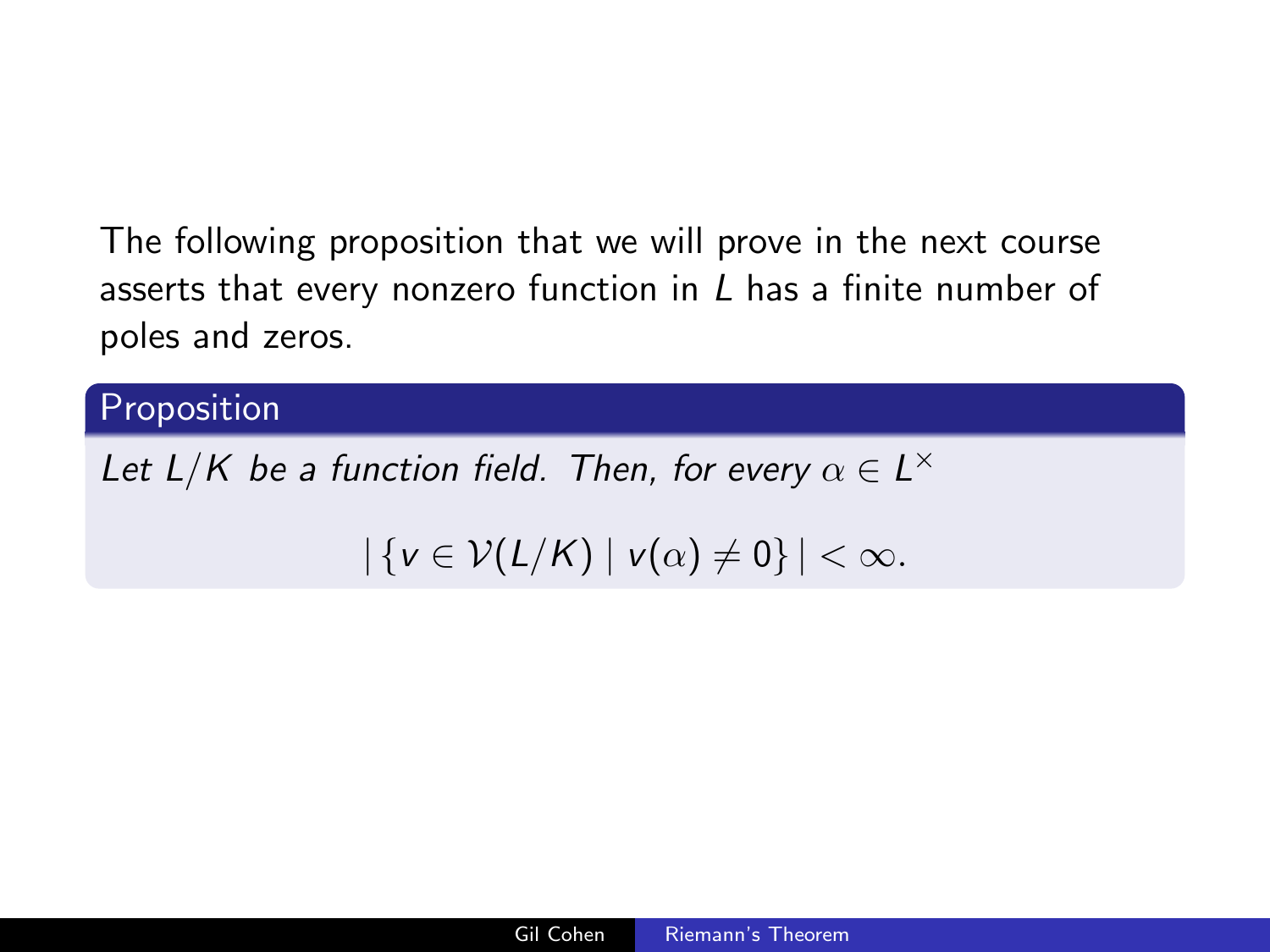The following proposition that we will prove in the next course asserts that every nonzero function in $L$ has a finite number of poles and zeros.

**Proposition**

*Let $L/K$ be a function field. Then, for every $\alpha \in L^{\times}$*

$$|\{v \in \mathcal{V}(L/K) \mid v(\alpha) \neq 0\}| < \infty.$$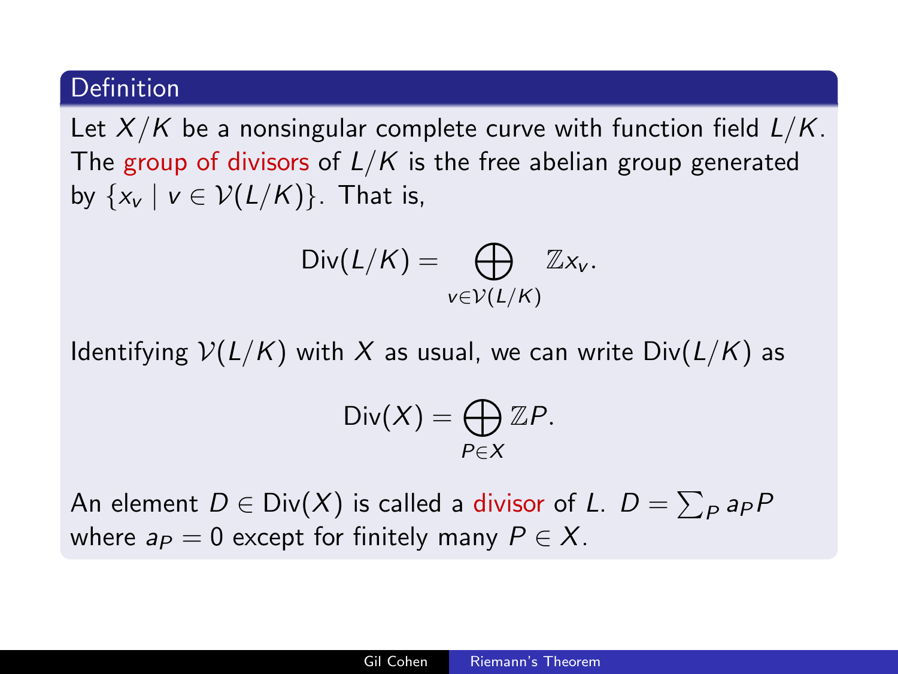**Definition**

Let $X/K$ be a nonsingular complete curve with function field $L/K$. The **group of divisors** of $L/K$ is the free abelian group generated by $\{x_v \mid v \in \mathcal{V}(L/K)\}$. That is,

$$\text{Div}(L/K) = \bigoplus_{v \in \mathcal{V}(L/K)} \mathbb{Z}x_v.$$

Identifying $\mathcal{V}(L/K)$ with $X$ as usual, we can write $\text{Div}(L/K)$ as

$$\text{Div}(X) = \bigoplus_{P \in X} \mathbb{Z}P.$$

An element $D \in \text{Div}(X)$ is called a **divisor** of $L$. $D = \sum_P a_P P$ where $a_P = 0$ except for finitely many $P \in X$.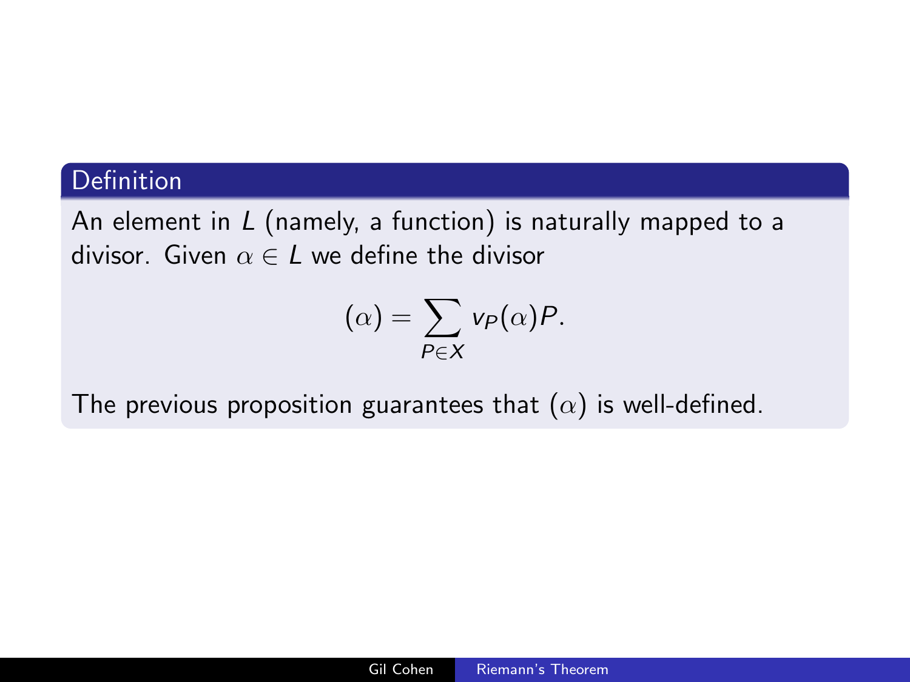**Definition**

An element in $L$ (namely, a function) is naturally mapped to a divisor. Given $\alpha \in L$ we define the divisor

$$(\alpha) = \sum_{P \in X} v_P(\alpha) P.$$

The previous proposition guarantees that $(\alpha)$ is well-defined.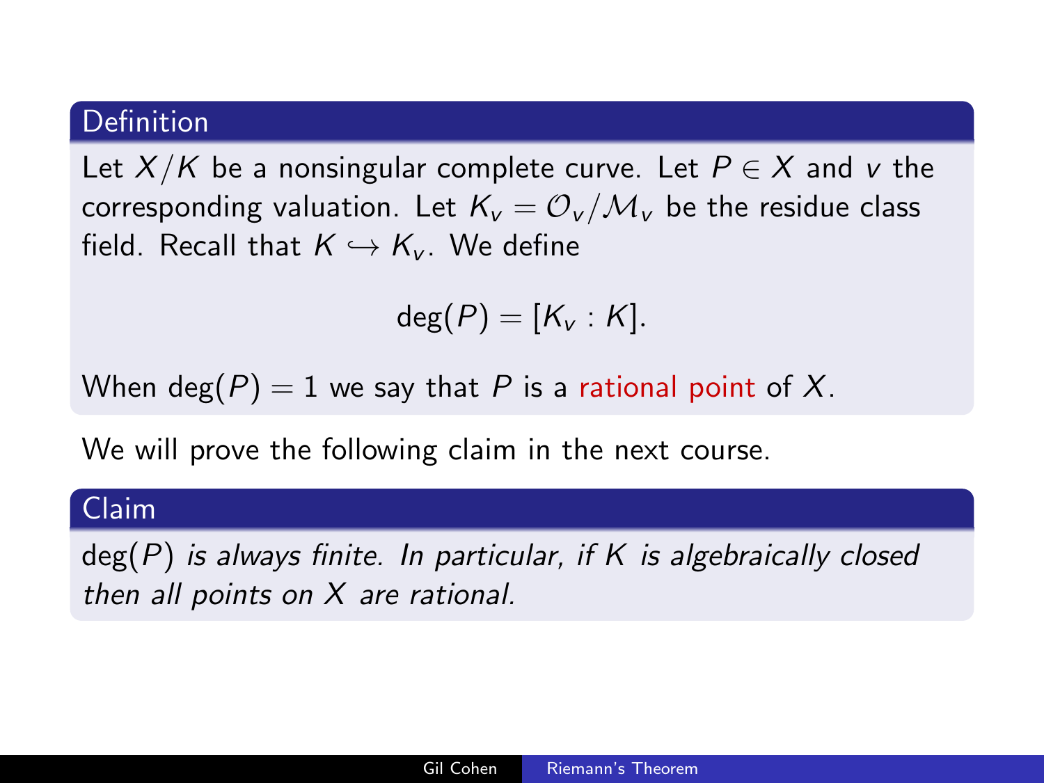**Definition**

Let $X/K$ be a nonsingular complete curve. Let $P \in X$ and $v$ the corresponding valuation. Let $K_v = \mathcal{O}_v/\mathcal{M}_v$ be the residue class field. Recall that $K \hookrightarrow K_v$. We define

$$\deg(P) = [K_v : K].$$

When $\deg(P) = 1$ we say that $P$ is a rational point of $X$.

We will prove the following claim in the next course.

**Claim**

*$\deg(P)$ is always finite. In particular, if $K$ is algebraically closed then all points on $X$ are rational.*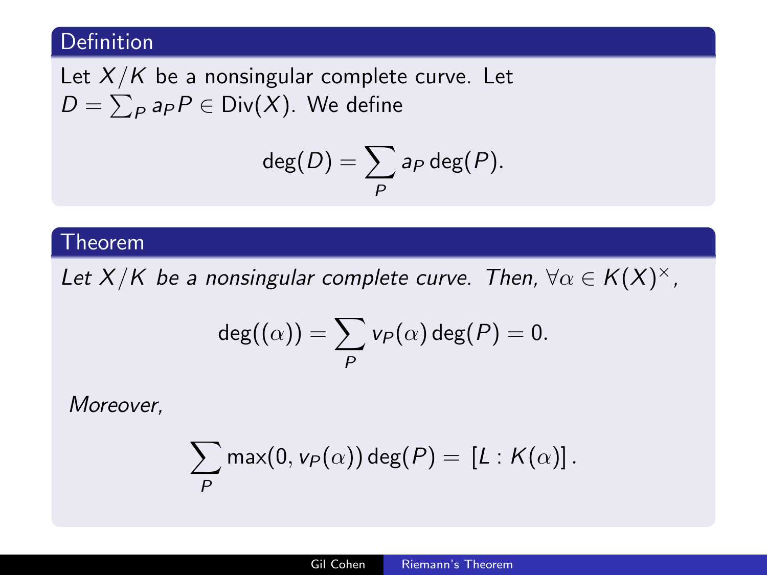**Definition**

Let $X/K$ be a nonsingular complete curve. Let $D = \sum_P a_P P \in \mathrm{Div}(X)$. We define

$$\deg(D) = \sum_P a_P \deg(P).$$

**Theorem**

*Let $X/K$ be a nonsingular complete curve. Then, $\forall \alpha \in K(X)^\times$,*

$$\deg((\alpha)) = \sum_P v_P(\alpha) \deg(P) = 0.$$

*Moreover,*

$$\sum_P \max(0, v_P(\alpha)) \deg(P) = [L : K(\alpha)].$$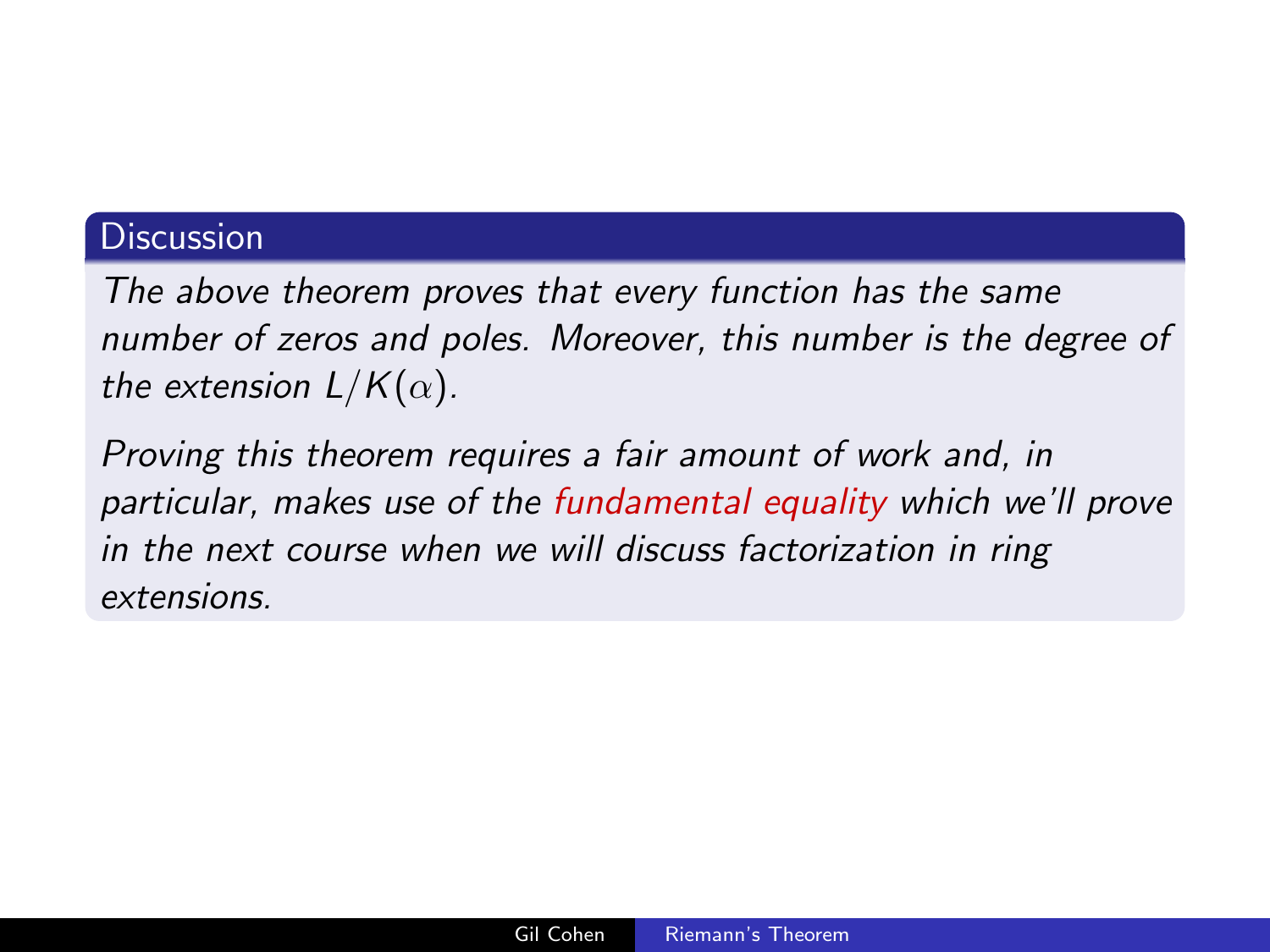### Discussion

*The above theorem proves that every function has the same number of zeros and poles. Moreover, this number is the degree of the extension $L/K(\alpha)$.*

*Proving this theorem requires a fair amount of work and, in particular, makes use of the fundamental equality which we'll prove in the next course when we will discuss factorization in ring extensions.*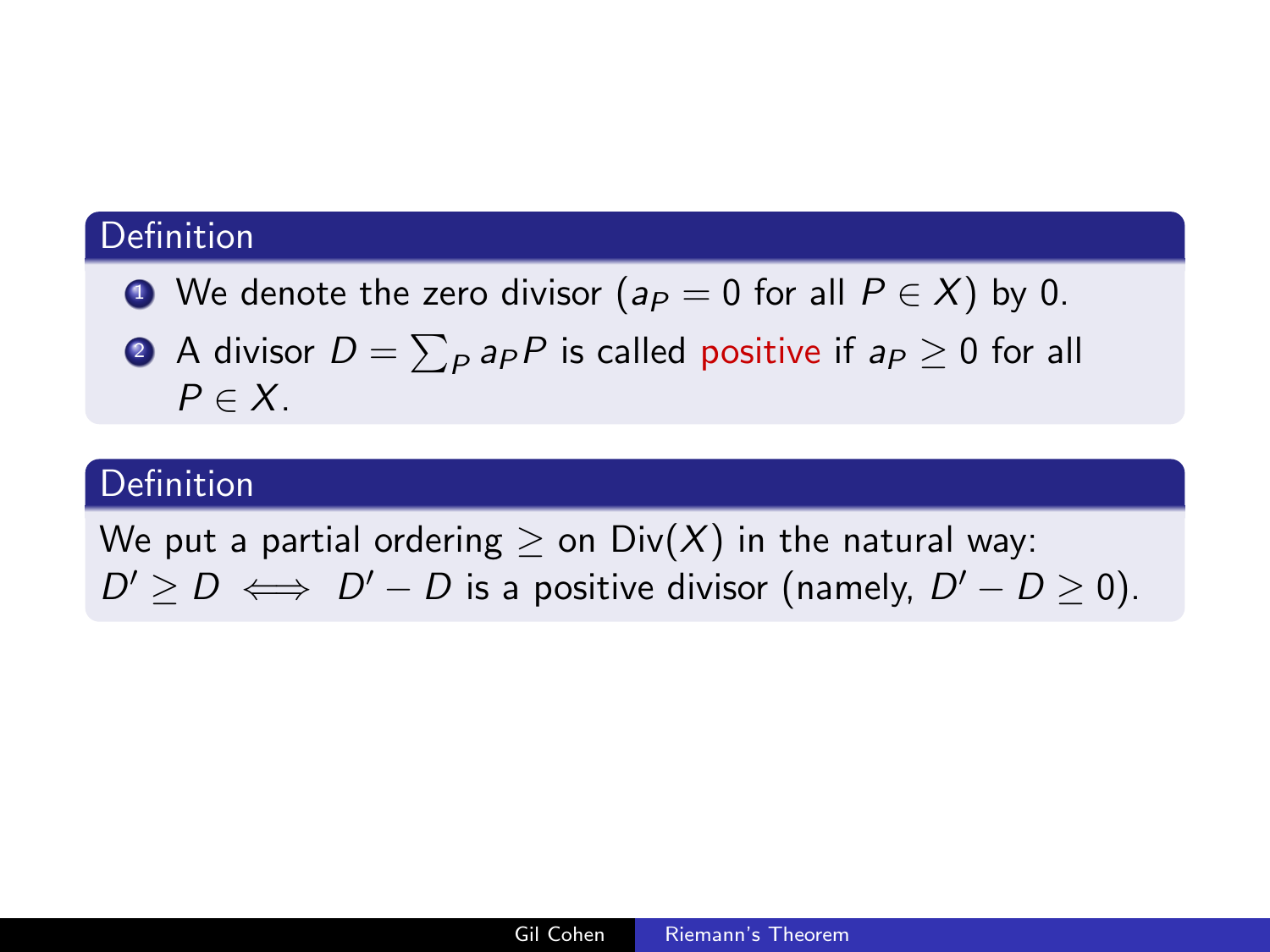### Definition

1. We denote the zero divisor ($a_P = 0$ for all $P \in X$) by 0.
2. A divisor $D = \sum_P a_P P$ is called positive if $a_P \geq 0$ for all $P \in X$.

### Definition

We put a partial ordering $\geq$ on $\text{Div}(X)$ in the natural way:
$D' \geq D \iff D' - D$ is a positive divisor (namely, $D' - D \geq 0$).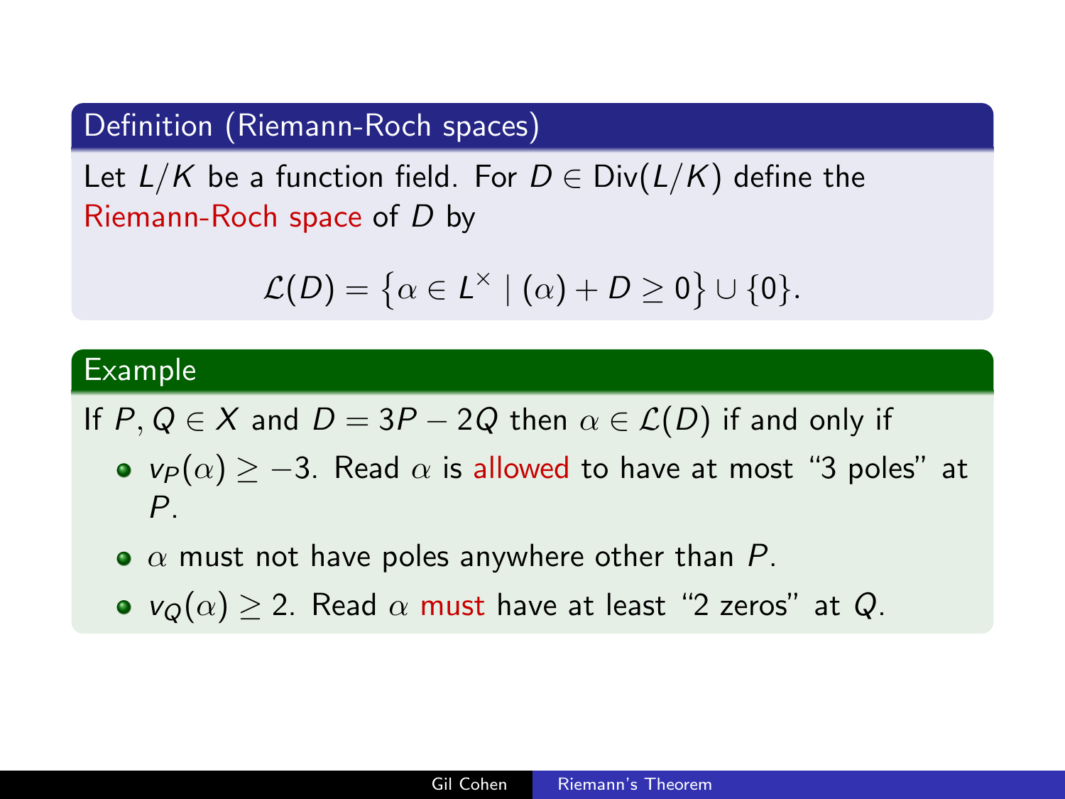### Definition (Riemann-Roch spaces)

Let $L/K$ be a function field. For $D \in \mathrm{Div}(L/K)$ define the Riemann-Roch space of $D$ by

$$\mathcal{L}(D) = \left\{ \alpha \in L^\times \mid (\alpha) + D \geq 0 \right\} \cup \{0\}.$$

### Example

If $P, Q \in X$ and $D = 3P - 2Q$ then $\alpha \in \mathcal{L}(D)$ if and only if

- $v_P(\alpha) \geq -3$. Read $\alpha$ is allowed to have at most "3 poles" at $P$.
- $\alpha$ must not have poles anywhere other than $P$.
- $v_Q(\alpha) \geq 2$. Read $\alpha$ must have at least "2 zeros" at $Q$.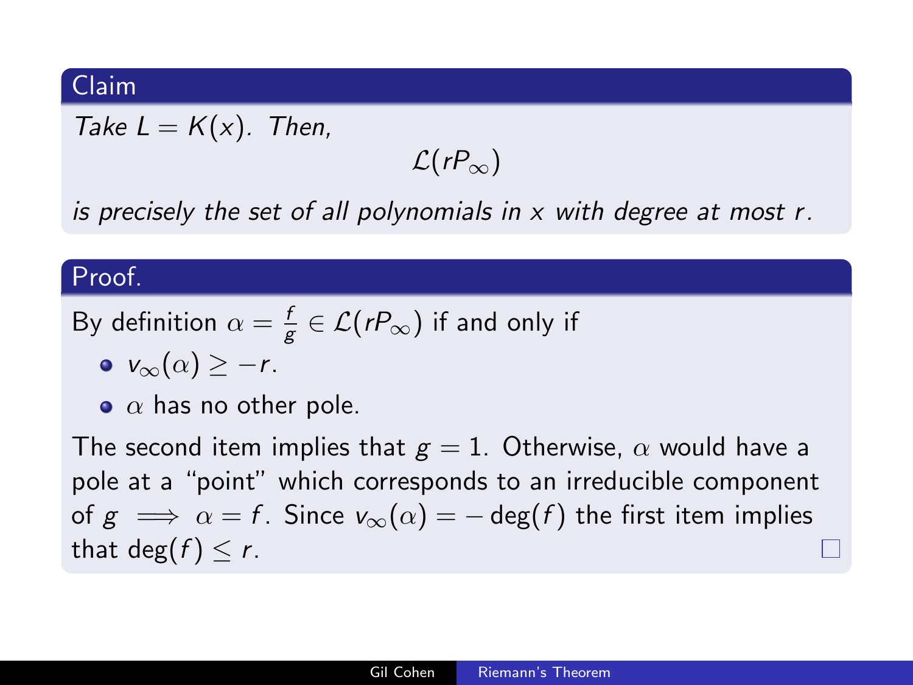### Claim

*Take $L = K(x)$. Then,*

$$\mathcal{L}(rP_\infty)$$

*is precisely the set of all polynomials in $x$ with degree at most $r$.*

### Proof.

By definition $\alpha = \frac{f}{g} \in \mathcal{L}(rP_\infty)$ if and only if

- $v_\infty(\alpha) \geq -r$.
- $\alpha$ has no other pole.

The second item implies that $g = 1$. Otherwise, $\alpha$ would have a pole at a "point" which corresponds to an irreducible component of $g \implies \alpha = f$. Since $v_\infty(\alpha) = -\deg(f)$ the first item implies that $\deg(f) \leq r$. □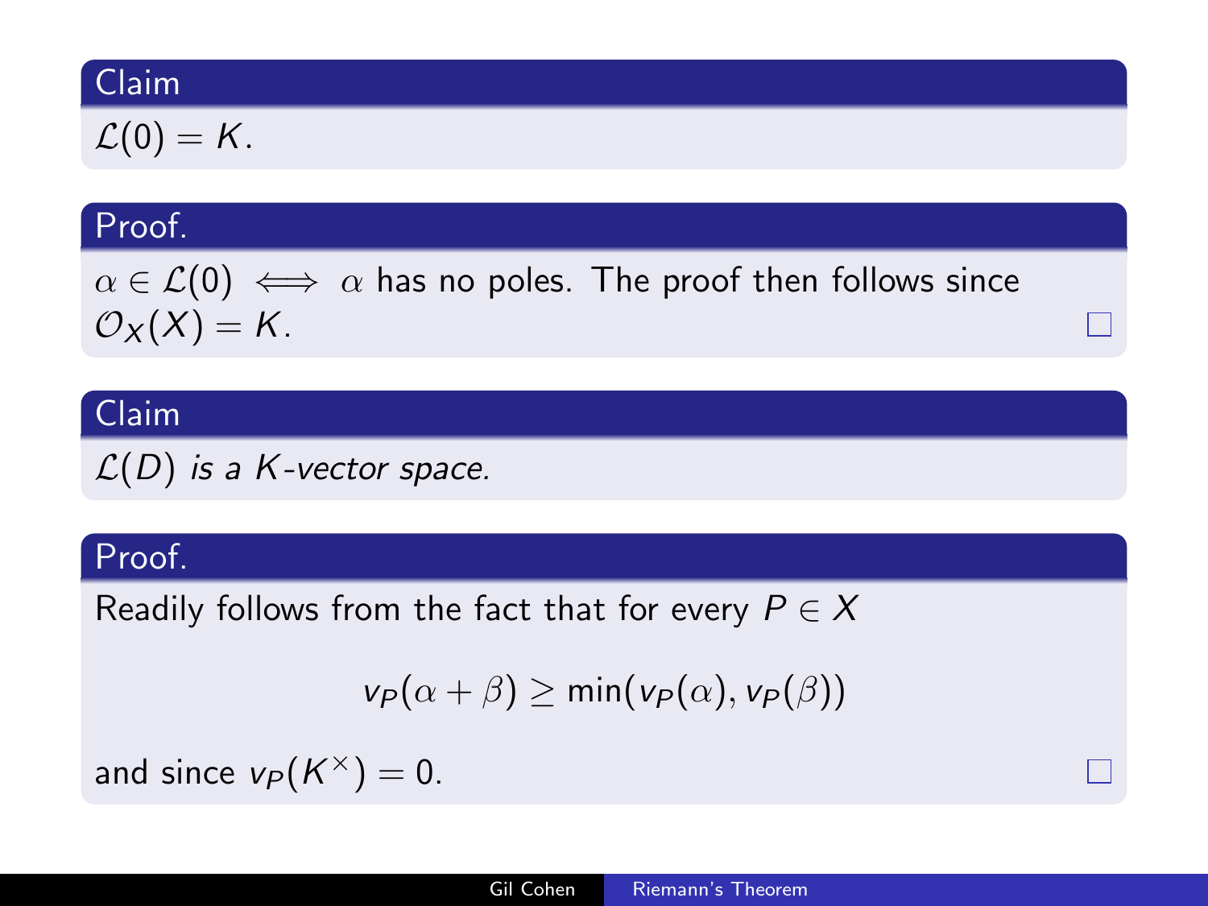**Claim**

$\mathcal{L}(0) = K$.

**Proof.**

$\alpha \in \mathcal{L}(0) \iff \alpha$ has no poles. The proof then follows since $\mathcal{O}_X(X) = K$. □

**Claim**

*$\mathcal{L}(D)$ is a $K$-vector space.*

**Proof.**

Readily follows from the fact that for every $P \in X$

$$v_P(\alpha + \beta) \geq \min(v_P(\alpha), v_P(\beta))$$

and since $v_P(K^\times) = 0$. □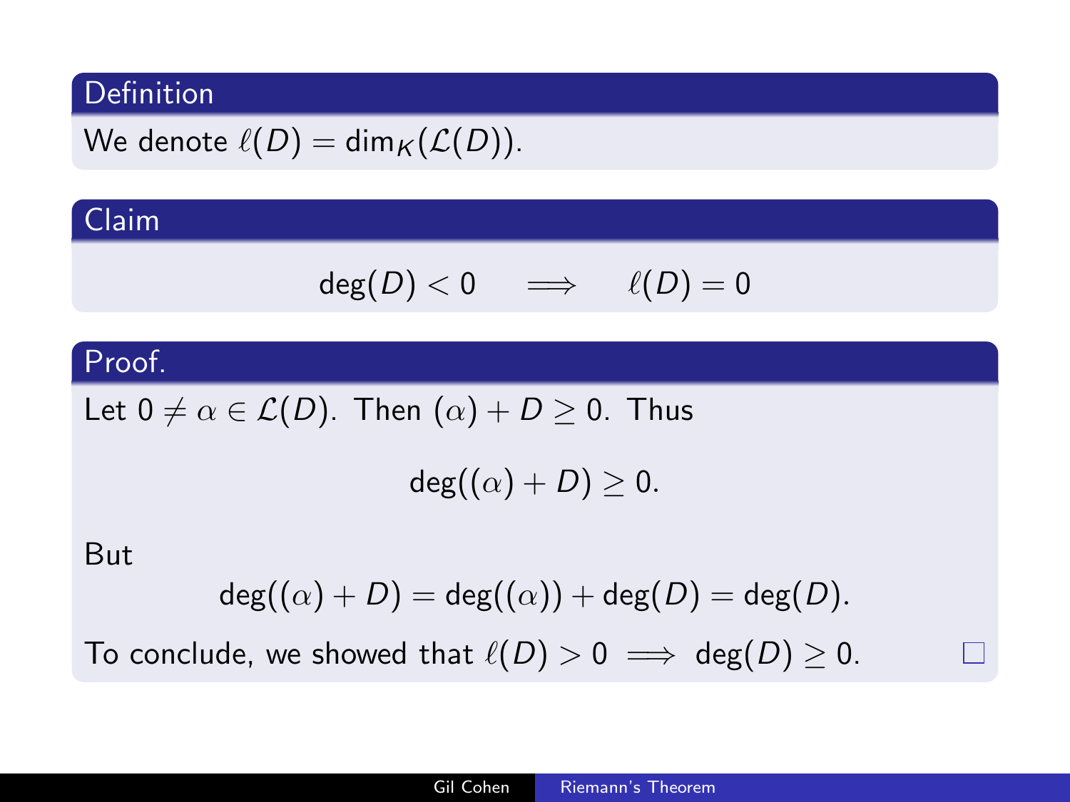**Definition**

We denote $\ell(D) = \dim_K(\mathcal{L}(D))$.

**Claim**

$$\deg(D) < 0 \quad \Longrightarrow \quad \ell(D) = 0$$

**Proof.**

Let $0 \neq \alpha \in \mathcal{L}(D)$. Then $(\alpha) + D \geq 0$. Thus

$$\deg((\alpha) + D) \geq 0.$$

But

$$\deg((\alpha) + D) = \deg((\alpha)) + \deg(D) = \deg(D).$$

To conclude, we showed that $\ell(D) > 0 \implies \deg(D) \geq 0$. □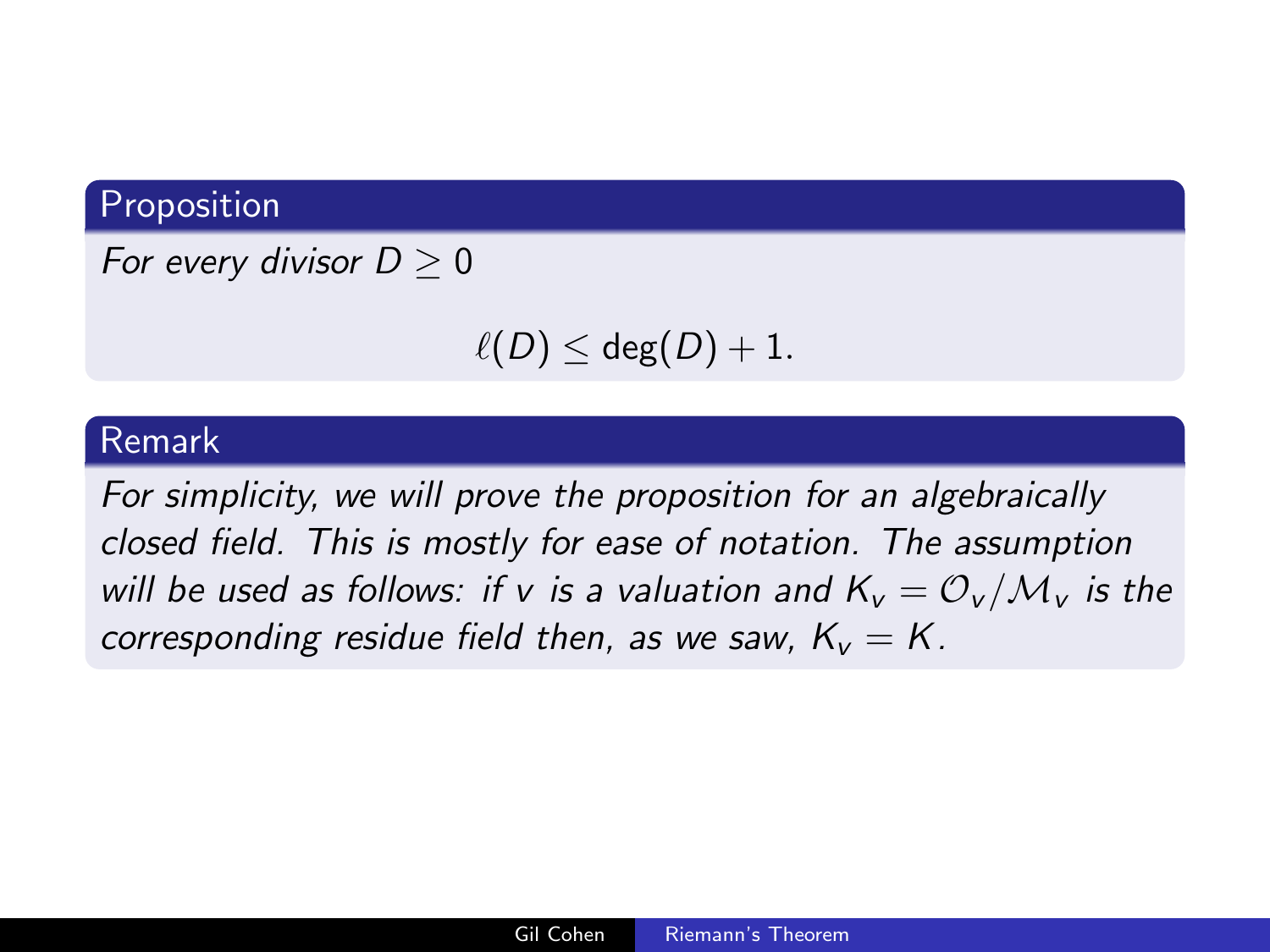**Proposition**

*For every divisor $D \geq 0$*

$$\ell(D) \leq \deg(D) + 1.$$

**Remark**

*For simplicity, we will prove the proposition for an algebraically closed field. This is mostly for ease of notation. The assumption will be used as follows: if $v$ is a valuation and $K_v = \mathcal{O}_v/\mathcal{M}_v$ is the corresponding residue field then, as we saw, $K_v = K$.*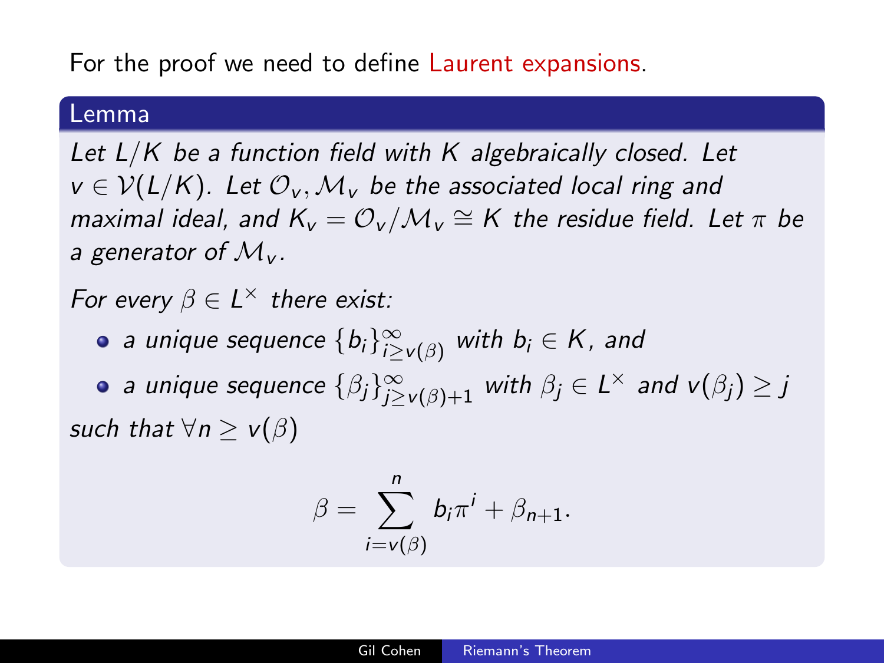For the proof we need to define Laurent expansions.

**Lemma**

*Let $L/K$ be a function field with $K$ algebraically closed. Let $v \in \mathcal{V}(L/K)$. Let $\mathcal{O}_v, \mathcal{M}_v$ be the associated local ring and maximal ideal, and $K_v = \mathcal{O}_v/\mathcal{M}_v \cong K$ the residue field. Let $\pi$ be a generator of $\mathcal{M}_v$.*

*For every $\beta \in L^\times$ there exist:*

- *a unique sequence $\{b_i\}_{i \geq v(\beta)}^{\infty}$ with $b_i \in K$, and*
- *a unique sequence $\{\beta_j\}_{j \geq v(\beta)+1}^{\infty}$ with $\beta_j \in L^\times$ and $v(\beta_j) \geq j$*

*such that $\forall n \geq v(\beta)$*

$$\beta = \sum_{i=v(\beta)}^{n} b_i \pi^i + \beta_{n+1}.$$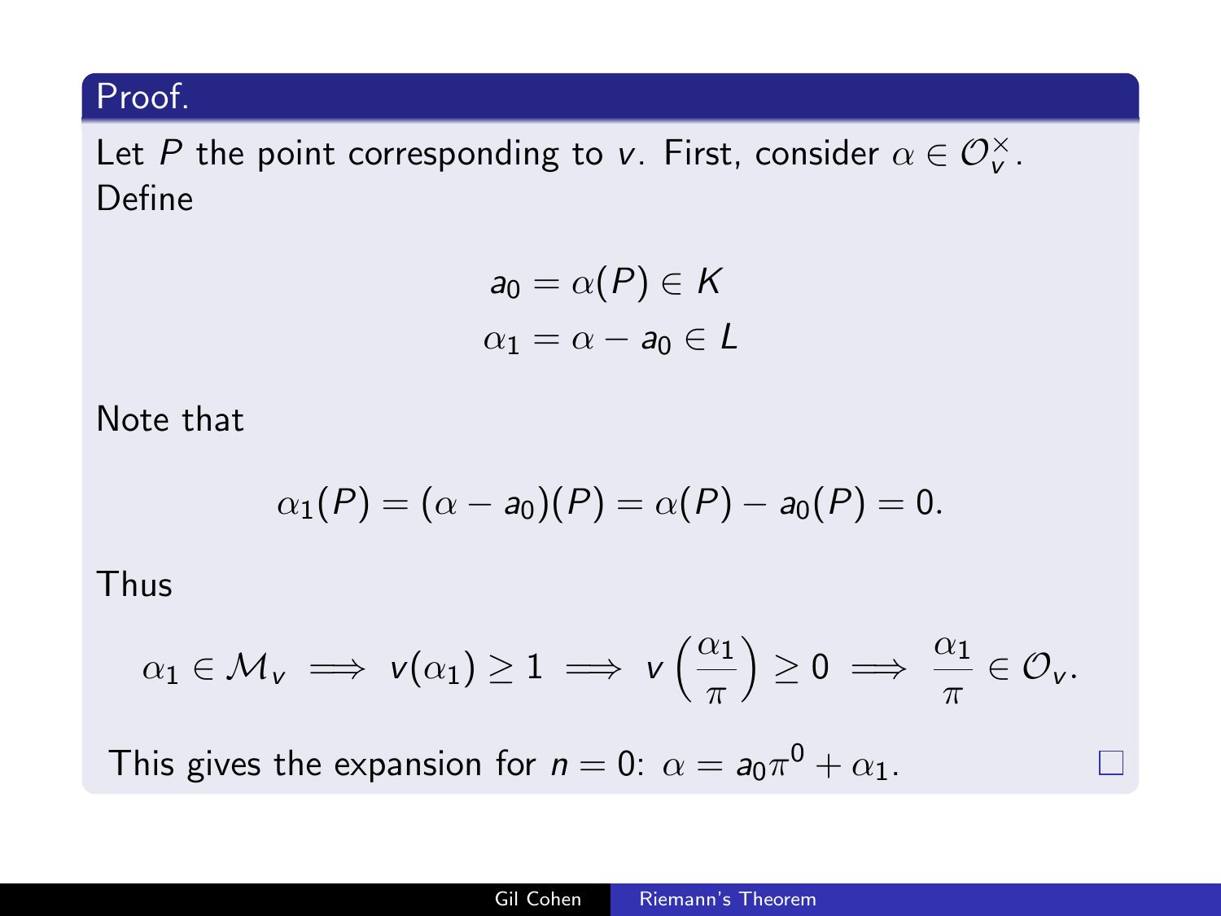**Proof.**

Let $P$ the point corresponding to $v$. First, consider $\alpha \in \mathcal{O}_v^\times$. Define

$$
\begin{aligned}
a_0 &= \alpha(P) \in K \\
\alpha_1 &= \alpha - a_0 \in L
\end{aligned}
$$

Note that

$$
\alpha_1(P) = (\alpha - a_0)(P) = \alpha(P) - a_0(P) = 0.
$$

Thus

$$
\alpha_1 \in \mathcal{M}_v \implies v(\alpha_1) \geq 1 \implies v\left(\frac{\alpha_1}{\pi}\right) \geq 0 \implies \frac{\alpha_1}{\pi} \in \mathcal{O}_v.
$$

This gives the expansion for $n = 0$: $\alpha = a_0\pi^0 + \alpha_1$. □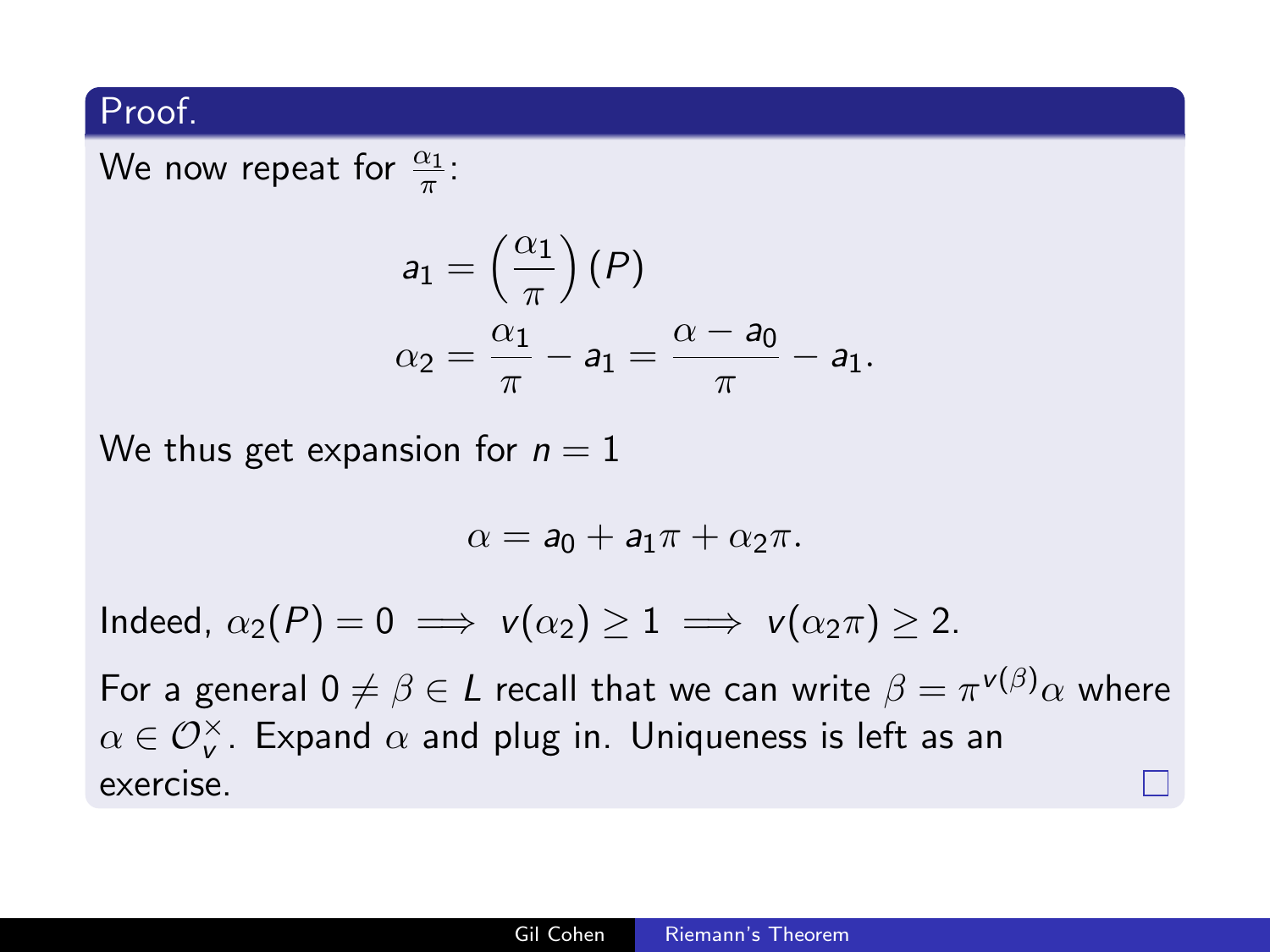**Proof.**

We now repeat for $\frac{\alpha_1}{\pi}$:

$$a_1 = \left(\frac{\alpha_1}{\pi}\right)(P)$$

$$\alpha_2 = \frac{\alpha_1}{\pi} - a_1 = \frac{\alpha - a_0}{\pi} - a_1.$$

We thus get expansion for $n = 1$

$$\alpha = a_0 + a_1\pi + \alpha_2\pi.$$

Indeed, $\alpha_2(P) = 0 \implies v(\alpha_2) \geq 1 \implies v(\alpha_2\pi) \geq 2.$

For a general $0 \neq \beta \in L$ recall that we can write $\beta = \pi^{v(\beta)}\alpha$ where $\alpha \in \mathcal{O}_v^{\times}$. Expand $\alpha$ and plug in. Uniqueness is left as an exercise. □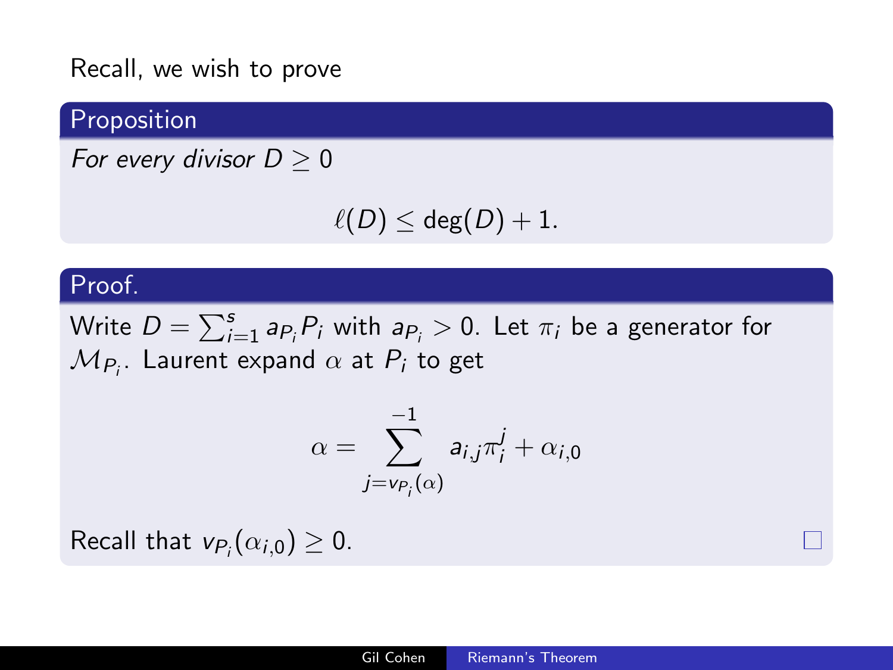Recall, we wish to prove

**Proposition**

*For every divisor $D \geq 0$*

$$\ell(D) \leq \deg(D) + 1.$$

**Proof.**

Write $D = \sum_{i=1}^{s} a_{P_i} P_i$ with $a_{P_i} > 0$. Let $\pi_i$ be a generator for $\mathcal{M}_{P_i}$. Laurent expand $\alpha$ at $P_i$ to get

$$\alpha = \sum_{j=v_{P_i}(\alpha)}^{-1} a_{i,j} \pi_i^j + \alpha_{i,0}$$

Recall that $v_{P_i}(\alpha_{i,0}) \geq 0$. □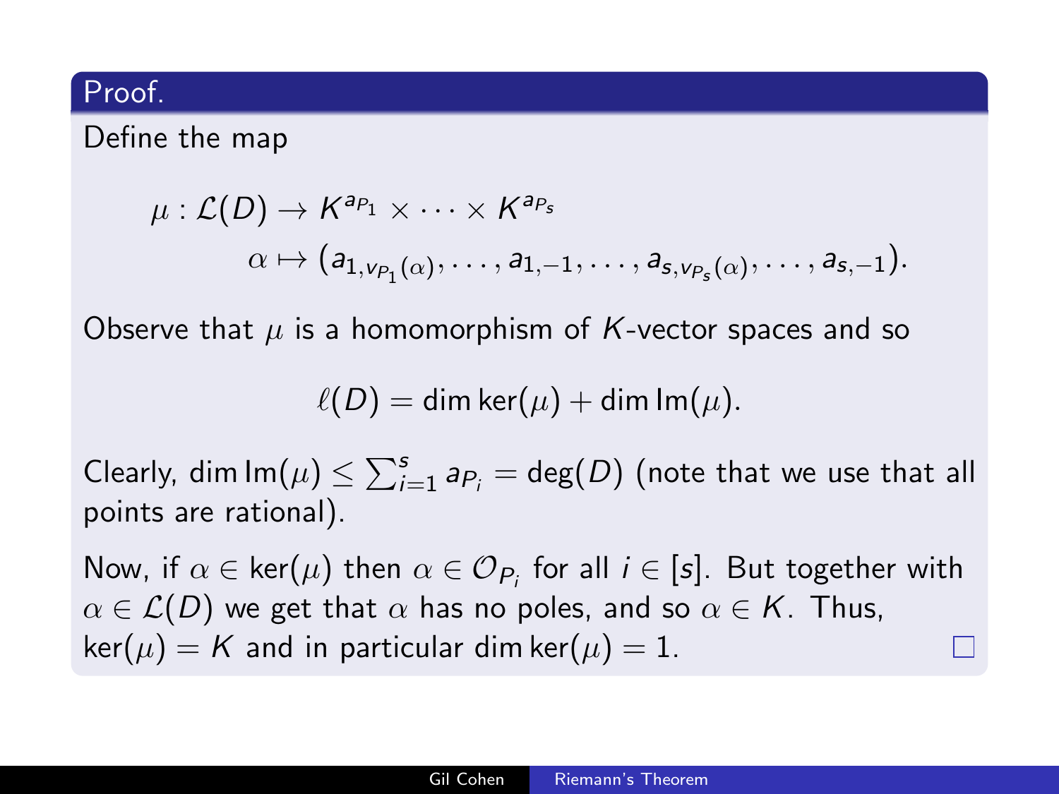**Proof.**

Define the map

$$\mu : \mathcal{L}(D) \to K^{a_{P_1}} \times \cdots \times K^{a_{P_s}}$$
$$\alpha \mapsto (a_{1,v_{P_1}(\alpha)}, \ldots, a_{1,-1}, \ldots, a_{s,v_{P_s}(\alpha)}, \ldots, a_{s,-1}).$$

Observe that $\mu$ is a homomorphism of $K$-vector spaces and so

$$\ell(D) = \dim \ker(\mu) + \dim \mathrm{Im}(\mu).$$

Clearly, $\dim \mathrm{Im}(\mu) \leq \sum_{i=1}^{s} a_{P_i} = \deg(D)$ (note that we use that all points are rational).

Now, if $\alpha \in \ker(\mu)$ then $\alpha \in \mathcal{O}_{P_i}$ for all $i \in [s]$. But together with $\alpha \in \mathcal{L}(D)$ we get that $\alpha$ has no poles, and so $\alpha \in K$. Thus, $\ker(\mu) = K$ and in particular $\dim \ker(\mu) = 1$. □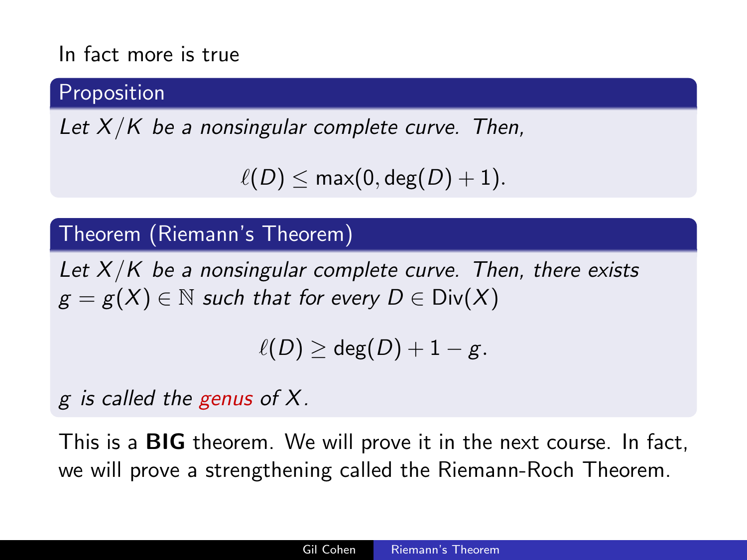In fact more is true

**Proposition**

*Let $X/K$ be a nonsingular complete curve. Then,*

$$\ell(D) \leq \max(0, \deg(D) + 1).$$

**Theorem (Riemann's Theorem)**

*Let $X/K$ be a nonsingular complete curve. Then, there exists $g = g(X) \in \mathbb{N}$ such that for every $D \in \mathrm{Div}(X)$*

$$\ell(D) \geq \deg(D) + 1 - g.$$

*$g$ is called the genus of $X$.*

This is a **BIG** theorem. We will prove it in the next course. In fact, we will prove a strengthening called the Riemann-Roch Theorem.